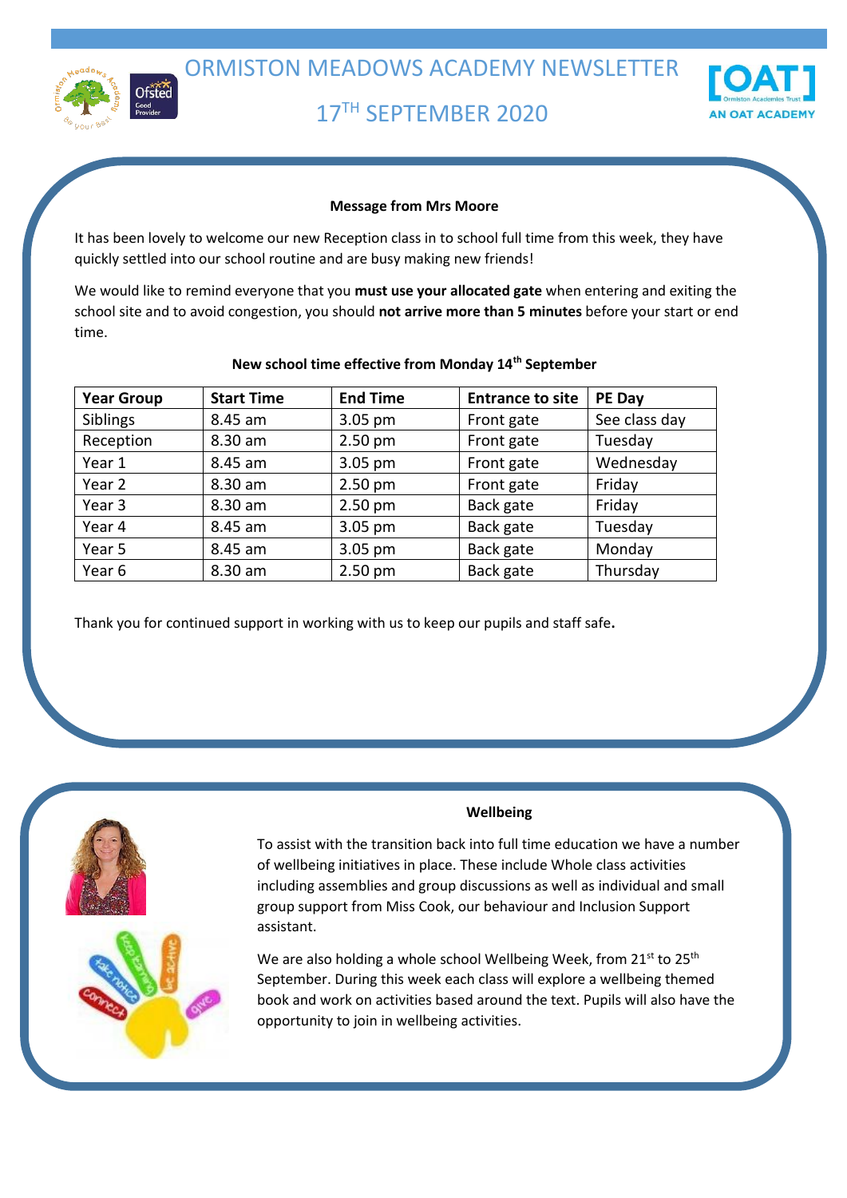# ORMISTON MEADOWS ACADEMY NEWSLETTER

## 17TH SEPTEMBER 2020

**Message from Mrs Moore**

It has been lovely to welcome our new Reception class in to school full time from this week, they have quickly settled into our school routine and are busy making new friends!

We would like to remind everyone that you **must use your allocated gate** when entering and exiting the school site and to avoid congestion, you should **not arrive more than 5 minutes** before your start or end time.

**New school time effective from Monday 14th September**

| Year Group | Start Time | End Time | Entrance to site | PE Day |
|---|---|---|---|---|
| Siblings | 8.45 am | 3.05 pm | Front gate | See class day |
| Reception | 8.30 am | 2.50 pm | Front gate | Tuesday |
| Year 1 | 8.45 am | 3.05 pm | Front gate | Wednesday |
| Year 2 | 8.30 am | 2.50 pm | Front gate | Friday |
| Year 3 | 8.30 am | 2.50 pm | Back gate | Friday |
| Year 4 | 8.45 am | 3.05 pm | Back gate | Tuesday |
| Year 5 | 8.45 am | 3.05 pm | Back gate | Monday |
| Year 6 | 8.30 am | 2.50 pm | Back gate | Thursday |

Thank you for continued support in working with us to keep our pupils and staff safe.

**Wellbeing**

To assist with the transition back into full time education we have a number of wellbeing initiatives in place. These include Whole class activities including assemblies and group discussions as well as individual and small group support from Miss Cook, our behaviour and Inclusion Support assistant.

We are also holding a whole school Wellbeing Week, from 21st to 25th September. During this week each class will explore a wellbeing themed book and work on activities based around the text. Pupils will also have the opportunity to join in wellbeing activities.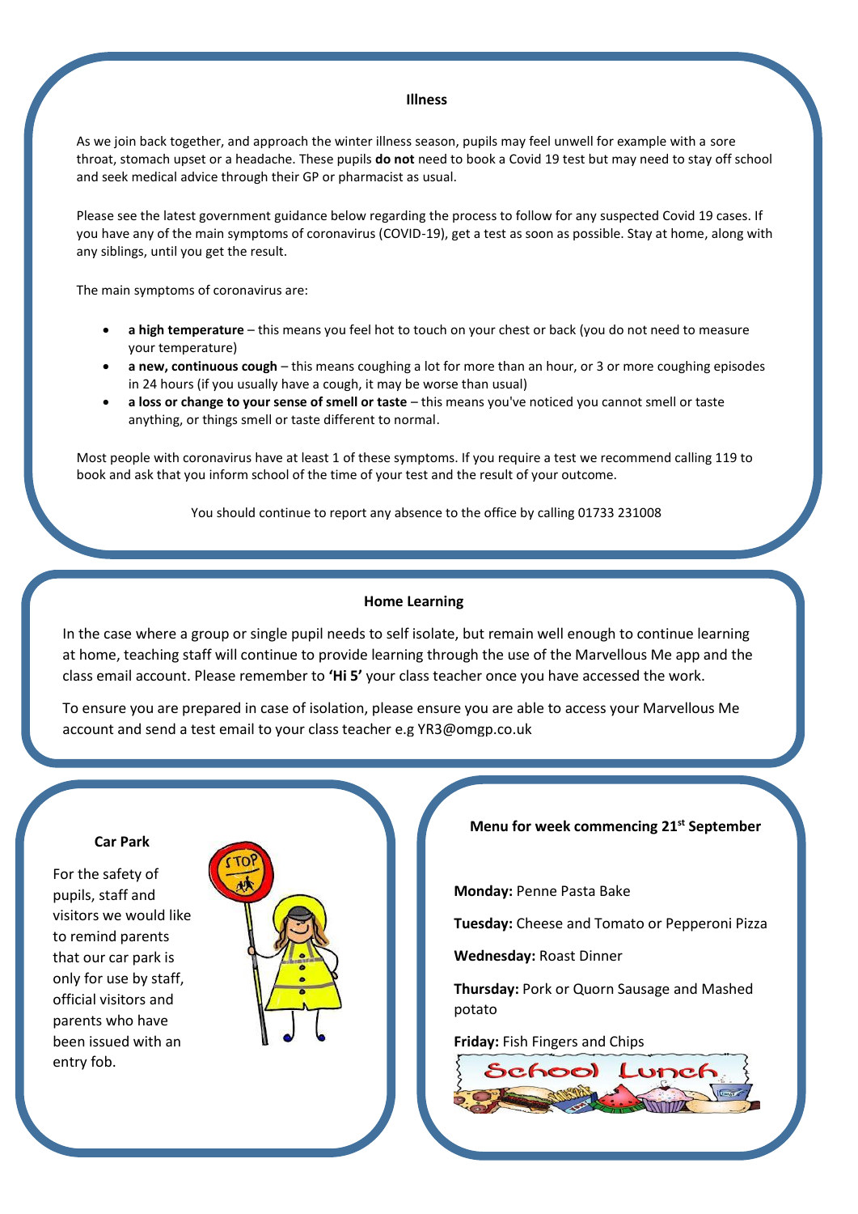## Illness

As we join back together, and approach the winter illness season, pupils may feel unwell for example with a sore throat, stomach upset or a headache. These pupils **do not** need to book a Covid 19 test but may need to stay off school and seek medical advice through their GP or pharmacist as usual.

Please see the latest government guidance below regarding the process to follow for any suspected Covid 19 cases. If you have any of the main symptoms of coronavirus (COVID-19), get a test as soon as possible. Stay at home, along with any siblings, until you get the result.

The main symptoms of coronavirus are:

- **a high temperature** – this means you feel hot to touch on your chest or back (you do not need to measure your temperature)
- **a new, continuous cough** – this means coughing a lot for more than an hour, or 3 or more coughing episodes in 24 hours (if you usually have a cough, it may be worse than usual)
- **a loss or change to your sense of smell or taste** – this means you've noticed you cannot smell or taste anything, or things smell or taste different to normal.

Most people with coronavirus have at least 1 of these symptoms. If you require a test we recommend calling 119 to book and ask that you inform school of the time of your test and the result of your outcome.

You should continue to report any absence to the office by calling 01733 231008

## Home Learning

In the case where a group or single pupil needs to self isolate, but remain well enough to continue learning at home, teaching staff will continue to provide learning through the use of the Marvellous Me app and the class email account. Please remember to **'Hi 5'** your class teacher once you have accessed the work.

To ensure you are prepared in case of isolation, please ensure you are able to access your Marvellous Me account and send a test email to your class teacher e.g YR3@omgp.co.uk

## Car Park

For the safety of pupils, staff and visitors we would like to remind parents that our car park is only for use by staff, official visitors and parents who have been issued with an entry fob.

## Menu for week commencing 21st September

**Monday:** Penne Pasta Bake

**Tuesday:** Cheese and Tomato or Pepperoni Pizza

**Wednesday:** Roast Dinner

**Thursday:** Pork or Quorn Sausage and Mashed potato

**Friday:** Fish Fingers and Chips